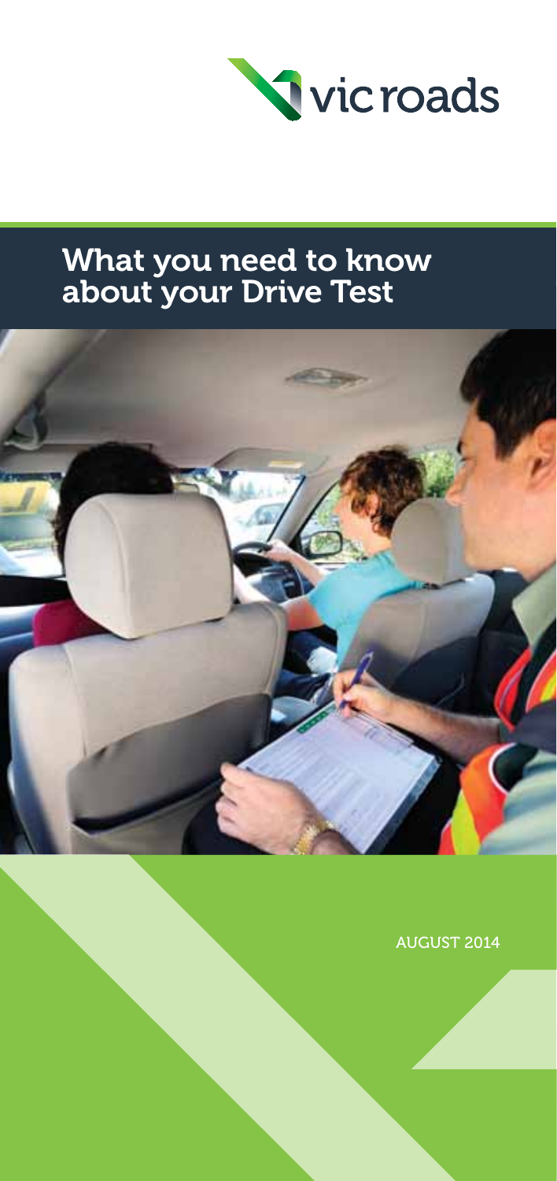vicroads

# What you need to know about your Drive Test

AUGUST 2014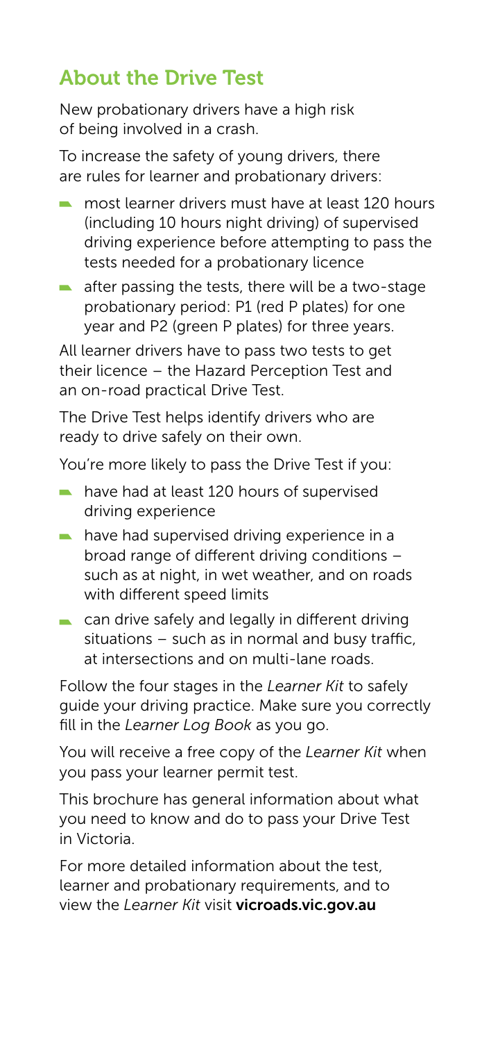## About the Drive Test

New probationary drivers have a high risk of being involved in a crash.

To increase the safety of young drivers, there are rules for learner and probationary drivers:

- most learner drivers must have at least 120 hours (including 10 hours night driving) of supervised driving experience before attempting to pass the tests needed for a probationary licence
- after passing the tests, there will be a two-stage probationary period: P1 (red P plates) for one year and P2 (green P plates) for three years.

All learner drivers have to pass two tests to get their licence – the Hazard Perception Test and an on-road practical Drive Test.

The Drive Test helps identify drivers who are ready to drive safely on their own.

You're more likely to pass the Drive Test if you:

- have had at least 120 hours of supervised driving experience
- have had supervised driving experience in a broad range of different driving conditions – such as at night, in wet weather, and on roads with different speed limits
- can drive safely and legally in different driving situations – such as in normal and busy traffic, at intersections and on multi-lane roads.

Follow the four stages in the *Learner Kit* to safely guide your driving practice. Make sure you correctly fill in the *Learner Log Book* as you go.

You will receive a free copy of the *Learner Kit* when you pass your learner permit test.

This brochure has general information about what you need to know and do to pass your Drive Test in Victoria.

For more detailed information about the test, learner and probationary requirements, and to view the *Learner Kit* visit **vicroads.vic.gov.au**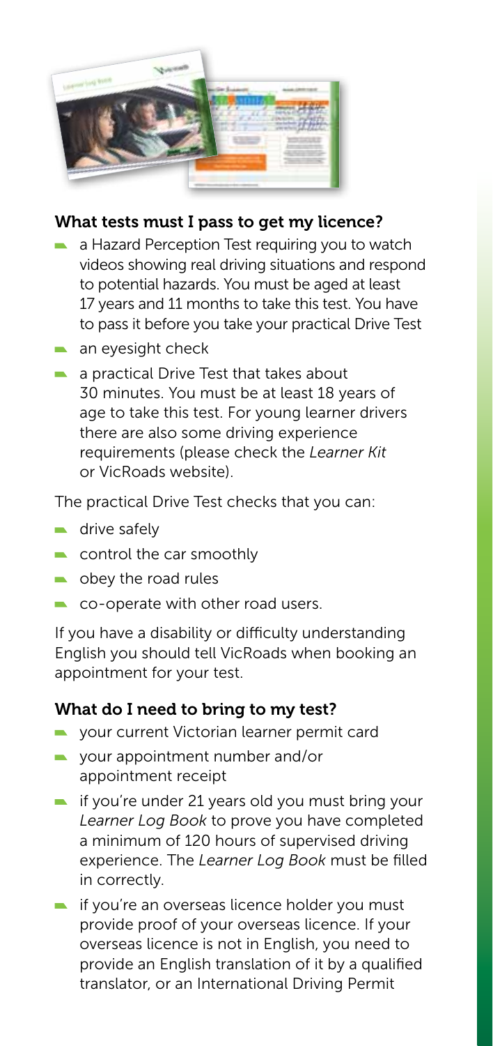### What tests must I pass to get my licence?

- a Hazard Perception Test requiring you to watch videos showing real driving situations and respond to potential hazards. You must be aged at least 17 years and 11 months to take this test. You have to pass it before you take your practical Drive Test
- an eyesight check
- a practical Drive Test that takes about 30 minutes. You must be at least 18 years of age to take this test. For young learner drivers there are also some driving experience requirements (please check the *Learner Kit* or VicRoads website).

The practical Drive Test checks that you can:

- drive safely
- control the car smoothly
- obey the road rules
- co-operate with other road users.

If you have a disability or difficulty understanding English you should tell VicRoads when booking an appointment for your test.

### What do I need to bring to my test?

- your current Victorian learner permit card
- your appointment number and/or appointment receipt
- if you're under 21 years old you must bring your *Learner Log Book* to prove you have completed a minimum of 120 hours of supervised driving experience. The *Learner Log Book* must be filled in correctly.
- if you're an overseas licence holder you must provide proof of your overseas licence. If your overseas licence is not in English, you need to provide an English translation of it by a qualified translator, or an International Driving Permit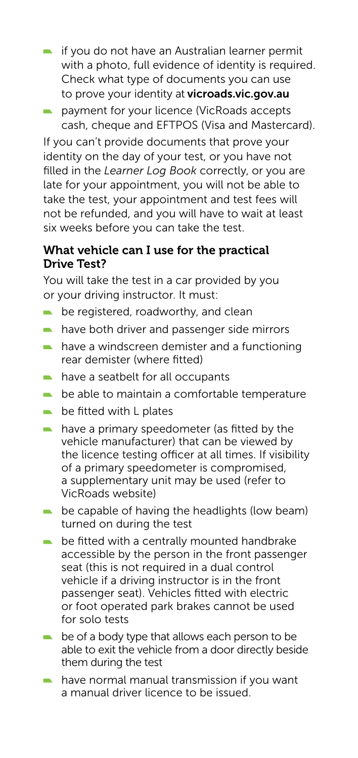- if you do not have an Australian learner permit with a photo, full evidence of identity is required. Check what type of documents you can use to prove your identity at **vicroads.vic.gov.au**
- payment for your licence (VicRoads accepts cash, cheque and EFTPOS (Visa and Mastercard).

If you can't provide documents that prove your identity on the day of your test, or you have not filled in the *Learner Log Book* correctly, or you are late for your appointment, you will not be able to take the test, your appointment and test fees will not be refunded, and you will have to wait at least six weeks before you can take the test.

### What vehicle can I use for the practical Drive Test?

You will take the test in a car provided by you or your driving instructor. It must:

- be registered, roadworthy, and clean
- have both driver and passenger side mirrors
- have a windscreen demister and a functioning rear demister (where fitted)
- have a seatbelt for all occupants
- be able to maintain a comfortable temperature
- be fitted with L plates
- have a primary speedometer (as fitted by the vehicle manufacturer) that can be viewed by the licence testing officer at all times. If visibility of a primary speedometer is compromised, a supplementary unit may be used (refer to VicRoads website)
- be capable of having the headlights (low beam) turned on during the test
- be fitted with a centrally mounted handbrake accessible by the person in the front passenger seat (this is not required in a dual control vehicle if a driving instructor is in the front passenger seat). Vehicles fitted with electric or foot operated park brakes cannot be used for solo tests
- be of a body type that allows each person to be able to exit the vehicle from a door directly beside them during the test
- have normal manual transmission if you want a manual driver licence to be issued.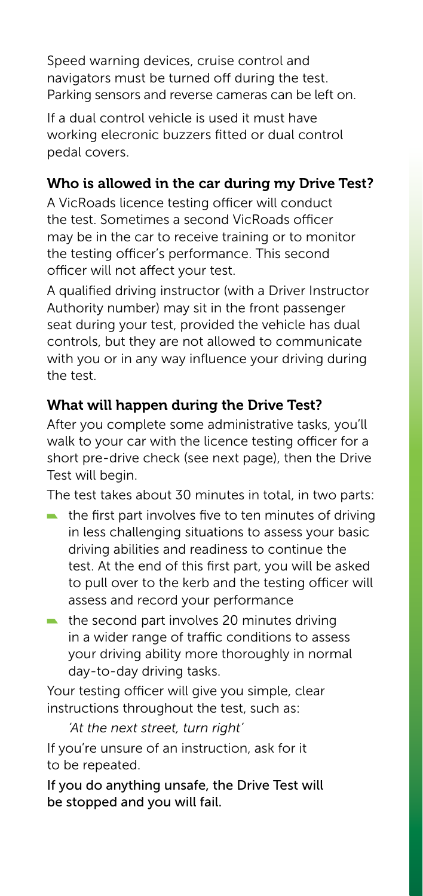Speed warning devices, cruise control and navigators must be turned off during the test. Parking sensors and reverse cameras can be left on.

If a dual control vehicle is used it must have working elecronic buzzers fitted or dual control pedal covers.

### Who is allowed in the car during my Drive Test?

A VicRoads licence testing officer will conduct the test. Sometimes a second VicRoads officer may be in the car to receive training or to monitor the testing officer's performance. This second officer will not affect your test.

A qualified driving instructor (with a Driver Instructor Authority number) may sit in the front passenger seat during your test, provided the vehicle has dual controls, but they are not allowed to communicate with you or in any way influence your driving during the test.

### What will happen during the Drive Test?

After you complete some administrative tasks, you'll walk to your car with the licence testing officer for a short pre-drive check (see next page), then the Drive Test will begin.

The test takes about 30 minutes in total, in two parts:

- the first part involves five to ten minutes of driving in less challenging situations to assess your basic driving abilities and readiness to continue the test. At the end of this first part, you will be asked to pull over to the kerb and the testing officer will assess and record your performance
- the second part involves 20 minutes driving in a wider range of traffic conditions to assess your driving ability more thoroughly in normal day-to-day driving tasks.

Your testing officer will give you simple, clear instructions throughout the test, such as:

*'At the next street, turn right'*

If you're unsure of an instruction, ask for it to be repeated.

**If you do anything unsafe, the Drive Test will be stopped and you will fail.**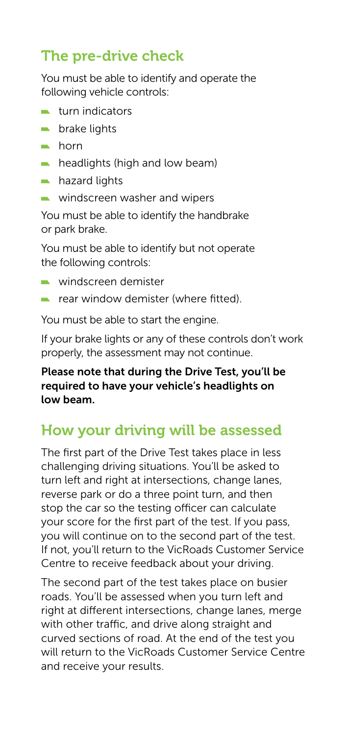## The pre-drive check

You must be able to identify and operate the following vehicle controls:

- turn indicators
- brake lights
- horn
- headlights (high and low beam)
- hazard lights
- windscreen washer and wipers

You must be able to identify the handbrake or park brake.

You must be able to identify but not operate the following controls:

- windscreen demister
- rear window demister (where fitted).

You must be able to start the engine.

If your brake lights or any of these controls don't work properly, the assessment may not continue.

**Please note that during the Drive Test, you'll be required to have your vehicle's headlights on low beam.**

## How your driving will be assessed

The first part of the Drive Test takes place in less challenging driving situations. You'll be asked to turn left and right at intersections, change lanes, reverse park or do a three point turn, and then stop the car so the testing officer can calculate your score for the first part of the test. If you pass, you will continue on to the second part of the test. If not, you'll return to the VicRoads Customer Service Centre to receive feedback about your driving.

The second part of the test takes place on busier roads. You'll be assessed when you turn left and right at different intersections, change lanes, merge with other traffic, and drive along straight and curved sections of road. At the end of the test you will return to the VicRoads Customer Service Centre and receive your results.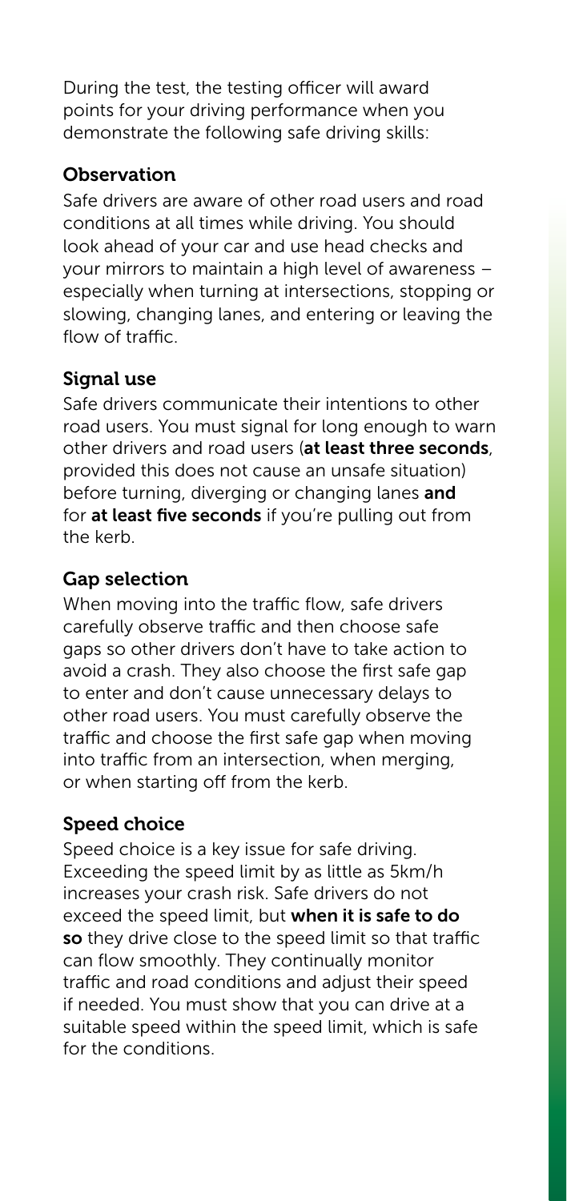During the test, the testing officer will award points for your driving performance when you demonstrate the following safe driving skills:

### Observation

Safe drivers are aware of other road users and road conditions at all times while driving. You should look ahead of your car and use head checks and your mirrors to maintain a high level of awareness – especially when turning at intersections, stopping or slowing, changing lanes, and entering or leaving the flow of traffic.

### Signal use

Safe drivers communicate their intentions to other road users. You must signal for long enough to warn other drivers and road users (**at least three seconds**, provided this does not cause an unsafe situation) before turning, diverging or changing lanes **and** for **at least five seconds** if you're pulling out from the kerb.

### Gap selection

When moving into the traffic flow, safe drivers carefully observe traffic and then choose safe gaps so other drivers don't have to take action to avoid a crash. They also choose the first safe gap to enter and don't cause unnecessary delays to other road users. You must carefully observe the traffic and choose the first safe gap when moving into traffic from an intersection, when merging, or when starting off from the kerb.

### Speed choice

Speed choice is a key issue for safe driving. Exceeding the speed limit by as little as 5km/h increases your crash risk. Safe drivers do not exceed the speed limit, but **when it is safe to do so** they drive close to the speed limit so that traffic can flow smoothly. They continually monitor traffic and road conditions and adjust their speed if needed. You must show that you can drive at a suitable speed within the speed limit, which is safe for the conditions.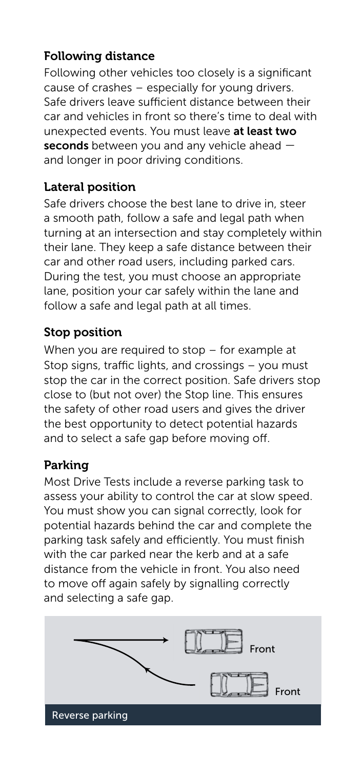## Following distance

Following other vehicles too closely is a significant cause of crashes – especially for young drivers. Safe drivers leave sufficient distance between their car and vehicles in front so there's time to deal with unexpected events. You must leave **at least two seconds** between you and any vehicle ahead — and longer in poor driving conditions.

## Lateral position

Safe drivers choose the best lane to drive in, steer a smooth path, follow a safe and legal path when turning at an intersection and stay completely within their lane. They keep a safe distance between their car and other road users, including parked cars. During the test, you must choose an appropriate lane, position your car safely within the lane and follow a safe and legal path at all times.

## Stop position

When you are required to stop – for example at Stop signs, traffic lights, and crossings – you must stop the car in the correct position. Safe drivers stop close to (but not over) the Stop line. This ensures the safety of other road users and gives the driver the best opportunity to detect potential hazards and to select a safe gap before moving off.

## Parking

Most Drive Tests include a reverse parking task to assess your ability to control the car at slow speed. You must show you can signal correctly, look for potential hazards behind the car and complete the parking task safely and efficiently. You must finish with the car parked near the kerb and at a safe distance from the vehicle in front. You also need to move off again safely by signalling correctly and selecting a safe gap.

Front

Front

Reverse parking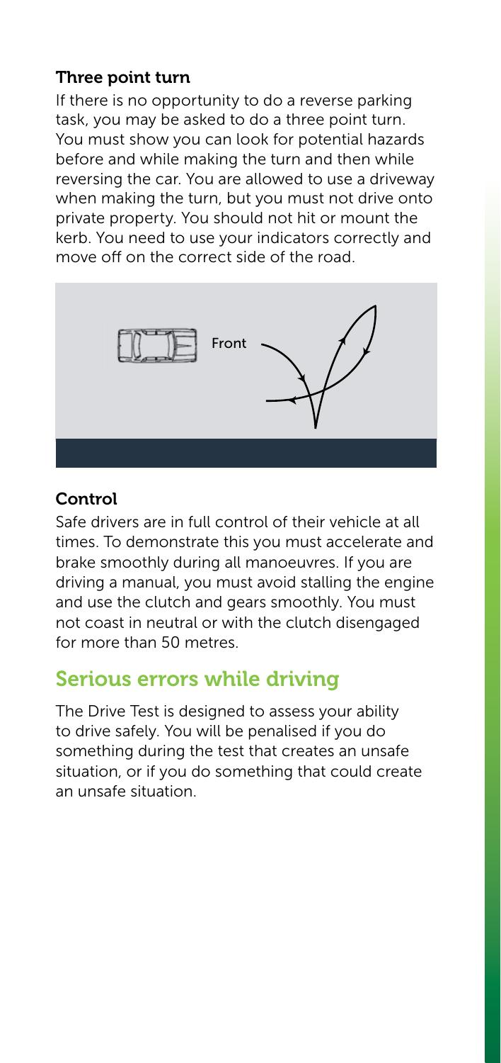### Three point turn

If there is no opportunity to do a reverse parking task, you may be asked to do a three point turn. You must show you can look for potential hazards before and while making the turn and then while reversing the car. You are allowed to use a driveway when making the turn, but you must not drive onto private property. You should not hit or mount the kerb. You need to use your indicators correctly and move off on the correct side of the road.

Front

### Control

Safe drivers are in full control of their vehicle at all times. To demonstrate this you must accelerate and brake smoothly during all manoeuvres. If you are driving a manual, you must avoid stalling the engine and use the clutch and gears smoothly. You must not coast in neutral or with the clutch disengaged for more than 50 metres.

## Serious errors while driving

The Drive Test is designed to assess your ability to drive safely. You will be penalised if you do something during the test that creates an unsafe situation, or if you do something that could create an unsafe situation.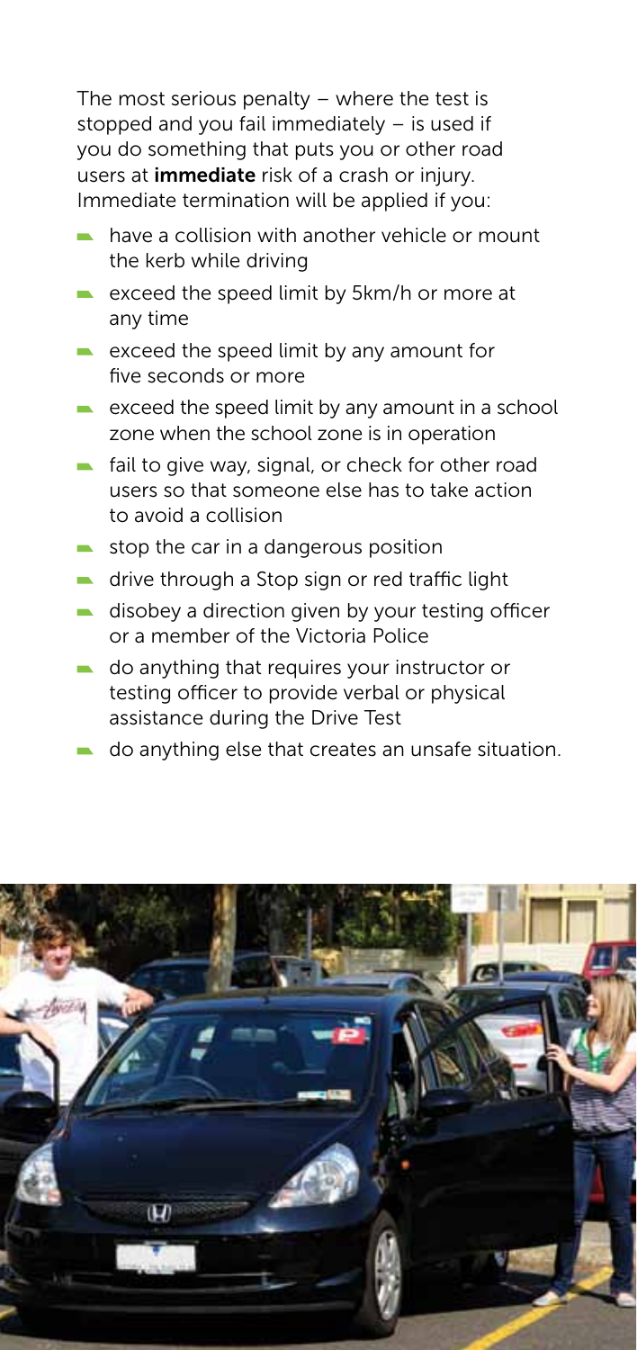The most serious penalty – where the test is stopped and you fail immediately – is used if you do something that puts you or other road users at **immediate** risk of a crash or injury. Immediate termination will be applied if you:

- have a collision with another vehicle or mount the kerb while driving
- exceed the speed limit by 5km/h or more at any time
- exceed the speed limit by any amount for five seconds or more
- exceed the speed limit by any amount in a school zone when the school zone is in operation
- fail to give way, signal, or check for other road users so that someone else has to take action to avoid a collision
- stop the car in a dangerous position
- drive through a Stop sign or red traffic light
- disobey a direction given by your testing officer or a member of the Victoria Police
- do anything that requires your instructor or testing officer to provide verbal or physical assistance during the Drive Test
- do anything else that creates an unsafe situation.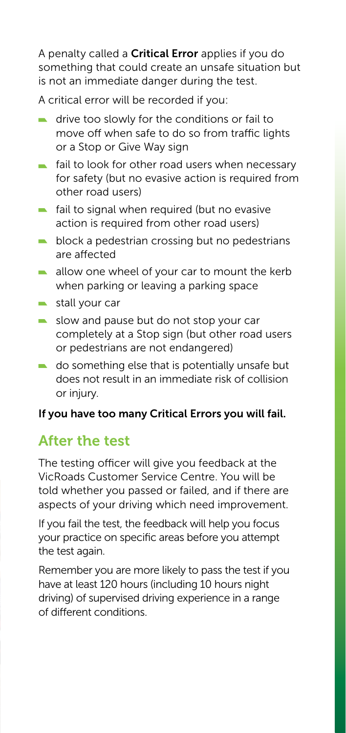A penalty called a **Critical Error** applies if you do something that could create an unsafe situation but is not an immediate danger during the test.

A critical error will be recorded if you:

- drive too slowly for the conditions or fail to move off when safe to do so from traffic lights or a Stop or Give Way sign
- fail to look for other road users when necessary for safety (but no evasive action is required from other road users)
- fail to signal when required (but no evasive action is required from other road users)
- block a pedestrian crossing but no pedestrians are affected
- allow one wheel of your car to mount the kerb when parking or leaving a parking space
- stall your car
- slow and pause but do not stop your car completely at a Stop sign (but other road users or pedestrians are not endangered)
- do something else that is potentially unsafe but does not result in an immediate risk of collision or injury.

**If you have too many Critical Errors you will fail.**

## After the test

The testing officer will give you feedback at the VicRoads Customer Service Centre. You will be told whether you passed or failed, and if there are aspects of your driving which need improvement.

If you fail the test, the feedback will help you focus your practice on specific areas before you attempt the test again.

Remember you are more likely to pass the test if you have at least 120 hours (including 10 hours night driving) of supervised driving experience in a range of different conditions.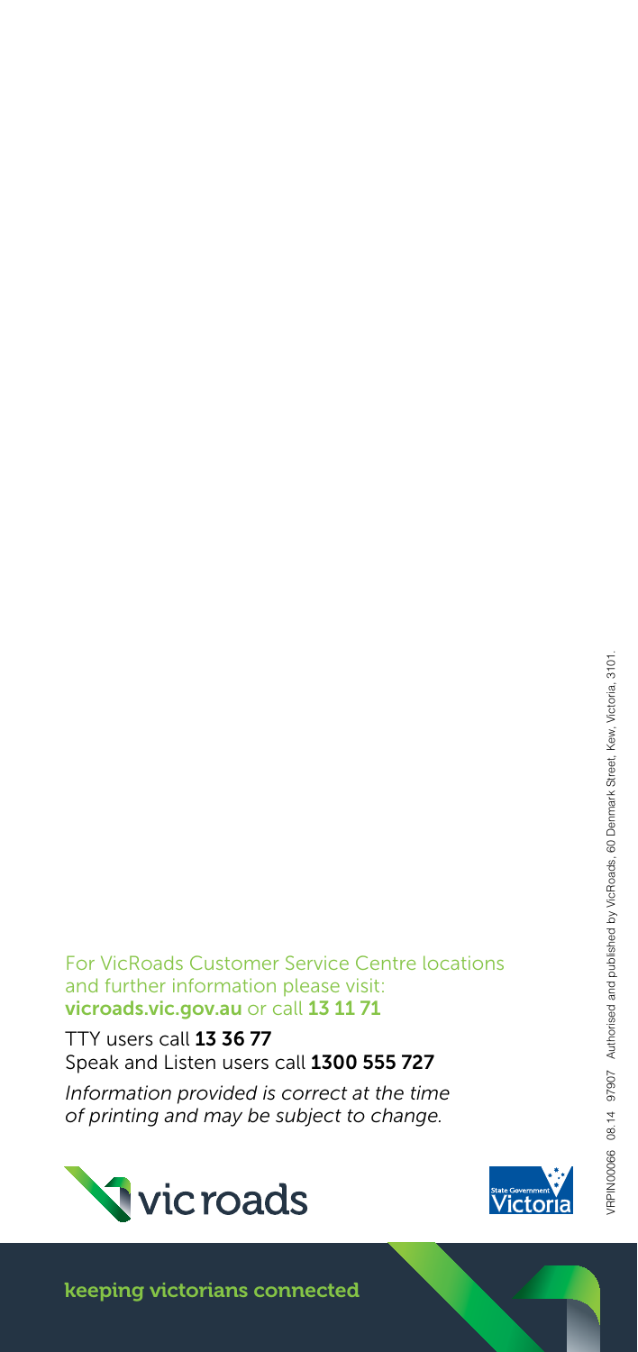For VicRoads Customer Service Centre locations and further information please visit:
**vicroads.vic.gov.au** or call **13 11 71**

TTY users call **13 36 77**
Speak and Listen users call **1300 555 727**

*Information provided is correct at the time of printing and may be subject to change.*

VRPIN00066 08.14 97907 Authorised and published by VicRoads, 60 Denmark Street, Kew, Victoria, 3101.

**keeping victorians connected**